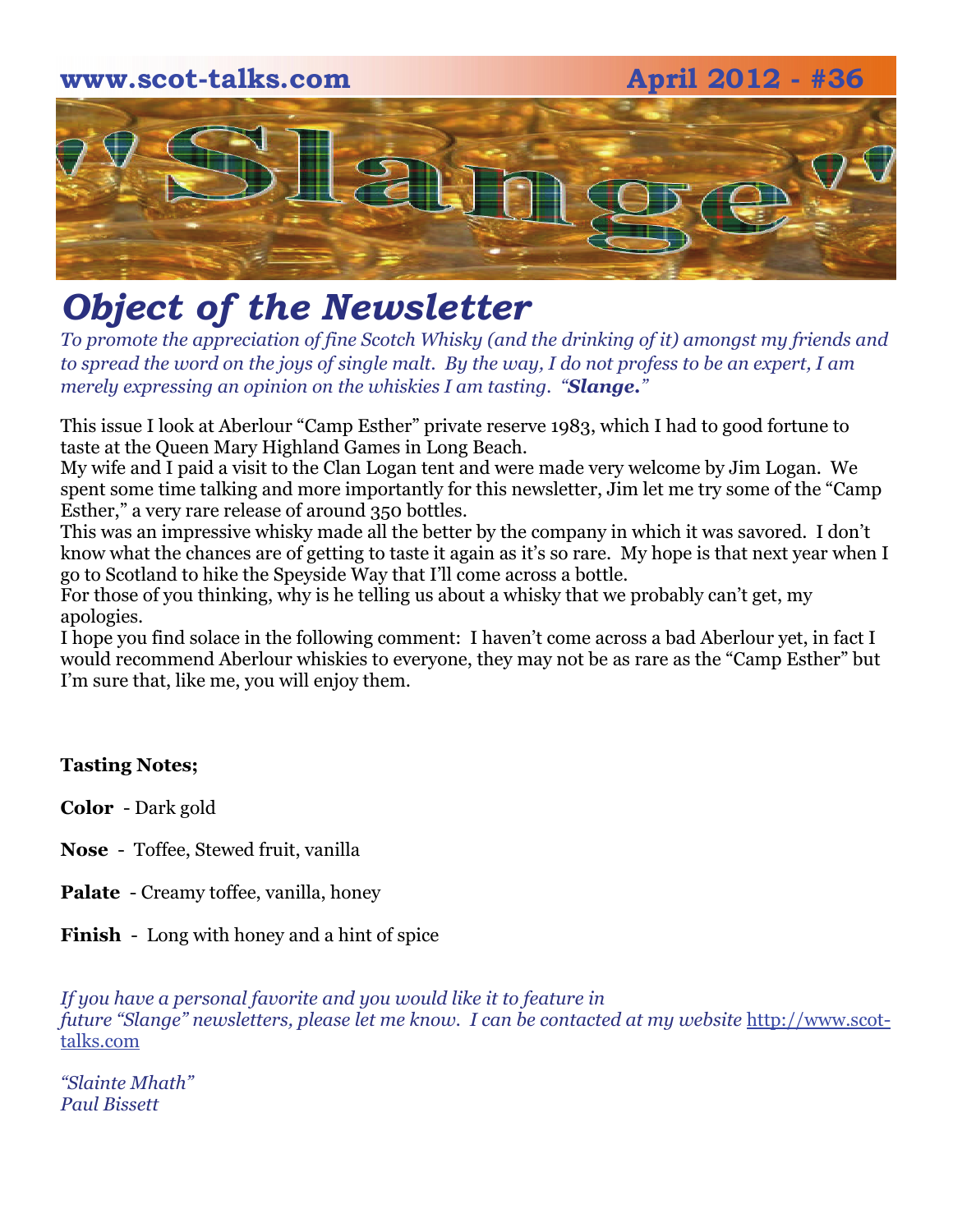www.scot-talks.com April 2012 - #36

# Slange

## *Object of the Newsletter*

*To promote the appreciation of fine Scotch Whisky (and the drinking of it) amongst my friends and to spread the word on the joys of single malt. By the way, I do not profess to be an expert, I am merely expressing an opinion on the whiskies I am tasting. "**Slange.**"*

This issue I look at Aberlour "Camp Esther" private reserve 1983, which I had to good fortune to taste at the Queen Mary Highland Games in Long Beach.
My wife and I paid a visit to the Clan Logan tent and were made very welcome by Jim Logan. We spent some time talking and more importantly for this newsletter, Jim let me try some of the "Camp Esther," a very rare release of around 350 bottles.
This was an impressive whisky made all the better by the company in which it was savored. I don't know what the chances are of getting to taste it again as it's so rare. My hope is that next year when I go to Scotland to hike the Speyside Way that I'll come across a bottle.
For those of you thinking, why is he telling us about a whisky that we probably can't get, my apologies.
I hope you find solace in the following comment: I haven't come across a bad Aberlour yet, in fact I would recommend Aberlour whiskies to everyone, they may not be as rare as the "Camp Esther" but I'm sure that, like me, you will enjoy them.

**Tasting Notes;**

**Color** - Dark gold

**Nose** - Toffee, Stewed fruit, vanilla

**Palate** - Creamy toffee, vanilla, honey

**Finish** - Long with honey and a hint of spice

*If you have a personal favorite and you would like it to feature in future "Slange" newsletters, please let me know. I can be contacted at my website* http://www.scot-talks.com

*"Slainte Mhath"*
*Paul Bissett*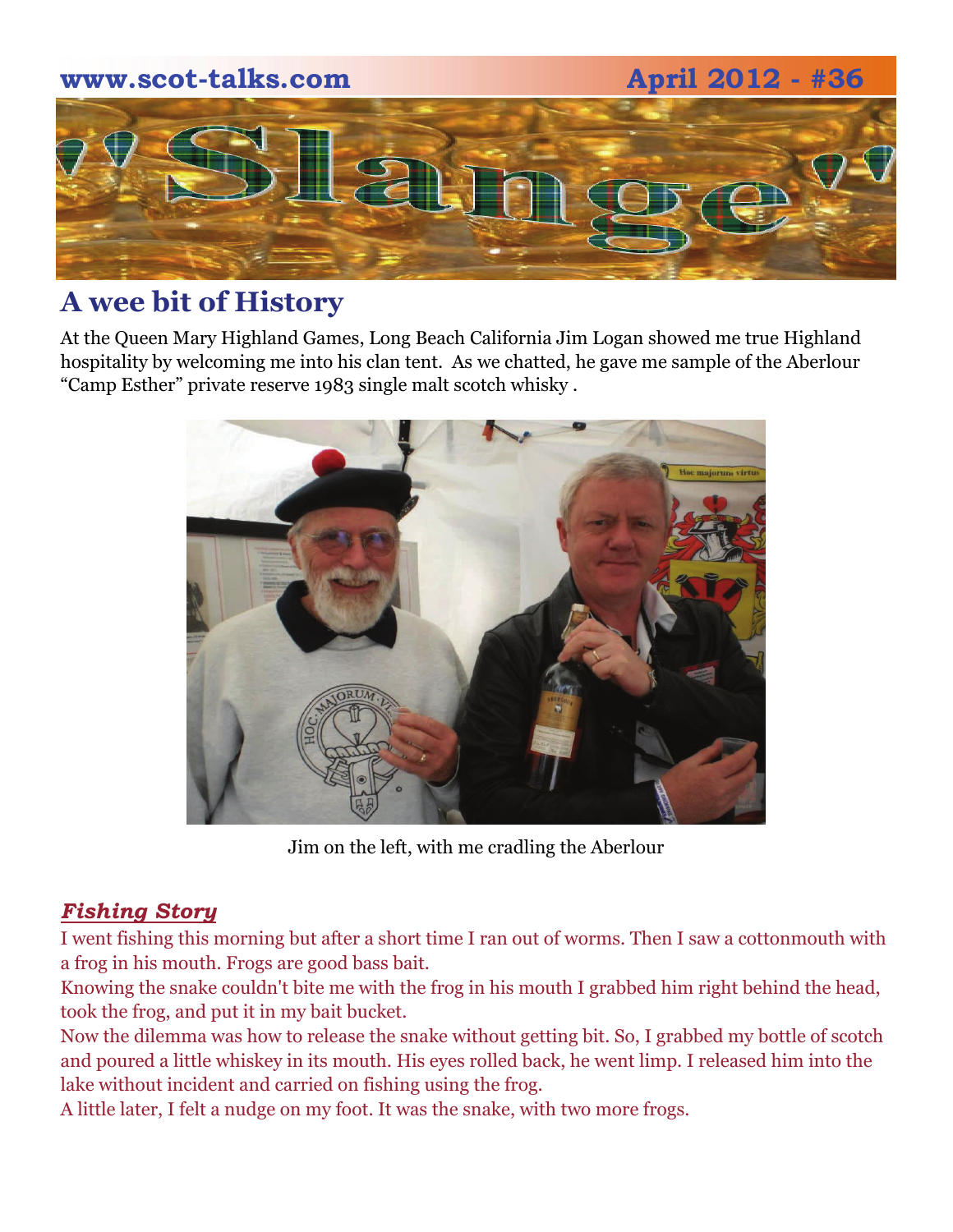## A wee bit of History

At the Queen Mary Highland Games, Long Beach California Jim Logan showed me true Highland hospitality by welcoming me into his clan tent. As we chatted, he gave me sample of the Aberlour “Camp Esther” private reserve 1983 single malt scotch whisky .

Jim on the left, with me cradling the Aberlour

### *Fishing Story*

I went fishing this morning but after a short time I ran out of worms. Then I saw a cottonmouth with a frog in his mouth. Frogs are good bass bait.

Knowing the snake couldn't bite me with the frog in his mouth I grabbed him right behind the head, took the frog, and put it in my bait bucket.

Now the dilemma was how to release the snake without getting bit. So, I grabbed my bottle of scotch and poured a little whiskey in its mouth. His eyes rolled back, he went limp. I released him into the lake without incident and carried on fishing using the frog.

A little later, I felt a nudge on my foot. It was the snake, with two more frogs.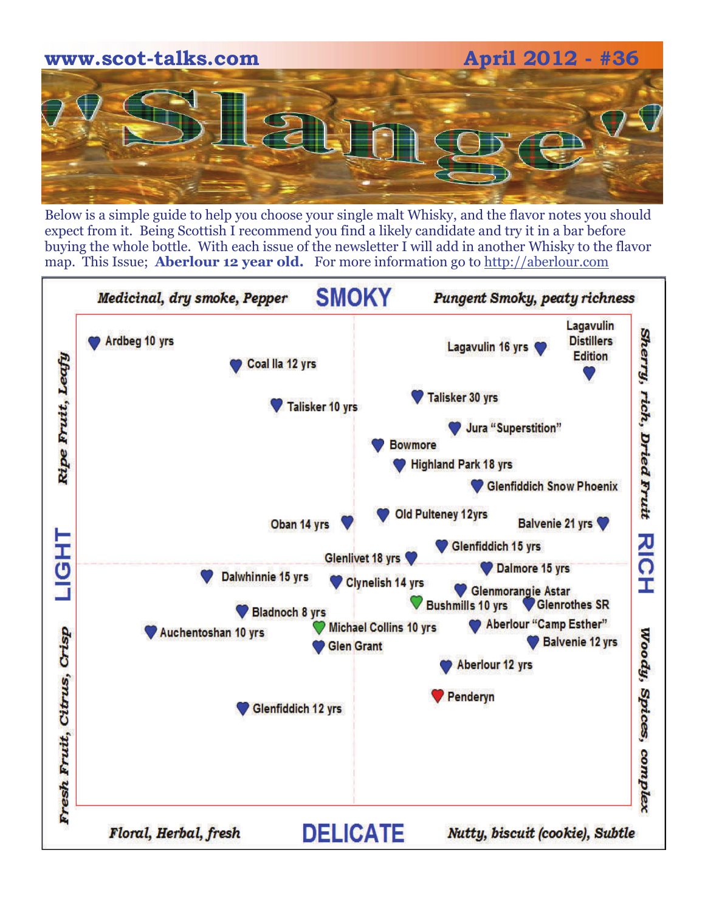www.scot-talks.com April 2012 - #36

# "Slange"

Below is a simple guide to help you choose your single malt Whisky, and the flavor notes you should expect from it. Being Scottish I recommend you find a likely candidate and try it in a bar before buying the whole bottle. With each issue of the newsletter I will add in another Whisky to the flavor map. This Issue; **Aberlour 12 year old.** For more information go to http://aberlour.com

*Medicinal, dry smoke, Pepper* **SMOKY** *Pungent Smoky, peaty richness*

*Ripe Fruit, Leafy* **LIGHT** *Fresh Fruit, Citrus, Crisp*

*Sherry, rich, Dried Fruit* **RICH** *Woody, Spices, complex*

*Floral, Herbal, fresh* **DELICATE** *Nutty, biscuit (cookie), Subtle*

- Ardbeg 10 yrs
- Coal Ila 12 yrs
- Lagavulin 16 yrs
- Lagavulin Distillers Edition
- Talisker 10 yrs
- Talisker 30 yrs
- Jura "Superstition"
- Bowmore
- Highland Park 18 yrs
- Glenfiddich Snow Phoenix
- Oban 14 yrs
- Old Pulteney 12yrs
- Balvenie 21 yrs
- Glenfiddich 15 yrs
- Glenlivet 18 yrs
- Dalmore 15 yrs
- Dalwhinnie 15 yrs
- Clynelish 14 yrs
- Glenmorangie Astar
- Bushmills 10 yrs
- Glenrothes SR
- Bladnoch 8 yrs
- Michael Collins 10 yrs
- Aberlour "Camp Esther"
- Auchentoshan 10 yrs
- Glen Grant
- Balvenie 12 yrs
- Aberlour 12 yrs
- Penderyn
- Glenfiddich 12 yrs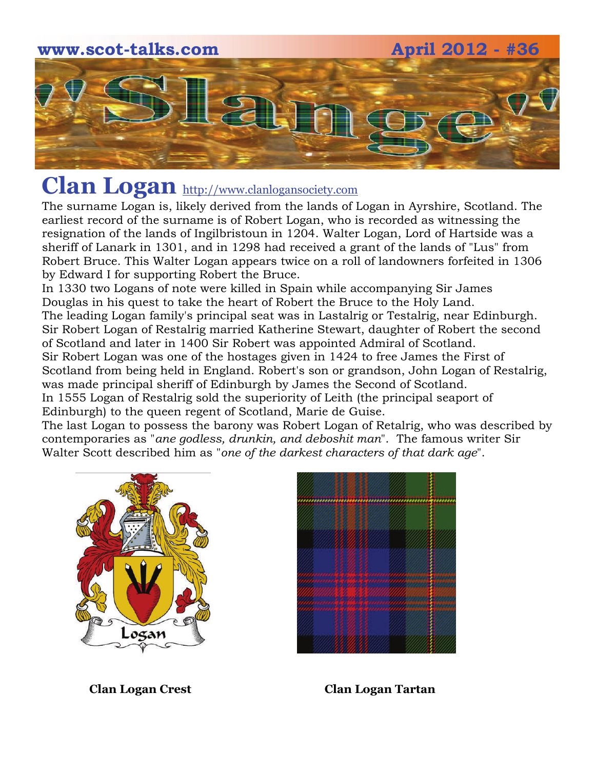# Clan Logan http://www.clanlogansociety.com

The surname Logan is, likely derived from the lands of Logan in Ayrshire, Scotland. The earliest record of the surname is of Robert Logan, who is recorded as witnessing the resignation of the lands of Ingilbristoun in 1204. Walter Logan, Lord of Hartside was a sheriff of Lanark in 1301, and in 1298 had received a grant of the lands of "Lus" from Robert Bruce. This Walter Logan appears twice on a roll of landowners forfeited in 1306 by Edward I for supporting Robert the Bruce.

In 1330 two Logans of note were killed in Spain while accompanying Sir James Douglas in his quest to take the heart of Robert the Bruce to the Holy Land.

The leading Logan family's principal seat was in Lastalrig or Testalrig, near Edinburgh. Sir Robert Logan of Restalrig married Katherine Stewart, daughter of Robert the second of Scotland and later in 1400 Sir Robert was appointed Admiral of Scotland.

Sir Robert Logan was one of the hostages given in 1424 to free James the First of Scotland from being held in England. Robert's son or grandson, John Logan of Restalrig, was made principal sheriff of Edinburgh by James the Second of Scotland.

In 1555 Logan of Restalrig sold the superiority of Leith (the principal seaport of Edinburgh) to the queen regent of Scotland, Marie de Guise.

The last Logan to possess the barony was Robert Logan of Retalrig, who was described by contemporaries as "*ane godless, drunkin, and deboshit man*". The famous writer Sir Walter Scott described him as "*one of the darkest characters of that dark age*".

**Clan Logan Crest**

**Clan Logan Tartan**